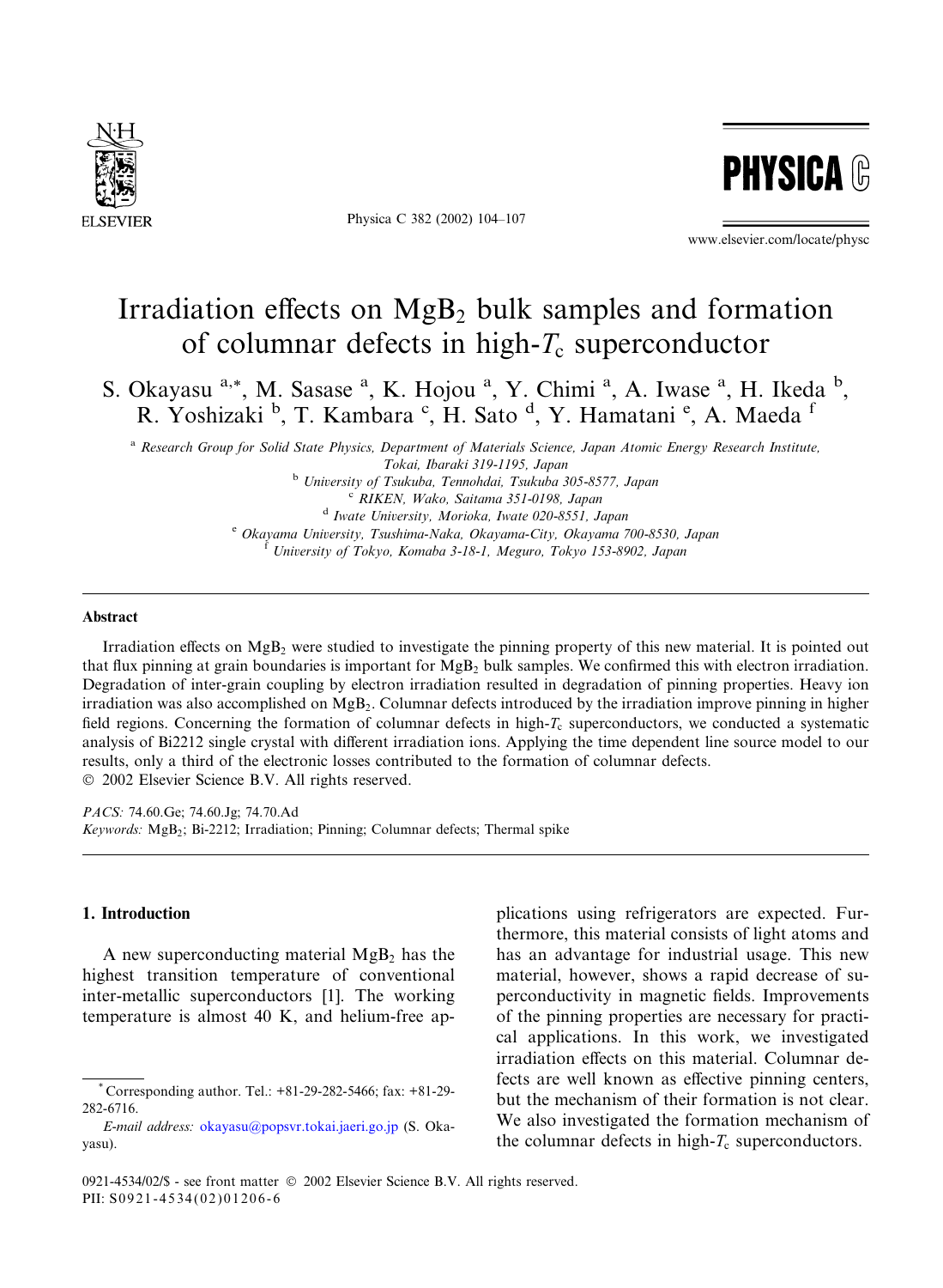# Irradiation effects on $MgB_2$ bulk samples and formation of columnar defects in high-$T_c$ superconductor

S. Okayasu [a,*], M. Sasase [a], K. Hojou [a], Y. Chimi [a], A. Iwase [a], H. Ikeda [b], R. Yoshizaki [b], T. Kambara [c], H. Sato [d], Y. Hamatani [e], A. Maeda [f]

[a] Research Group for Solid State Physics, Department of Materials Science, Japan Atomic Energy Research Institute, Tokai, Ibaraki 319-1195, Japan

[b] University of Tsukuba, Tennohdai, Tsukuba 305-8577, Japan

[c] RIKEN, Wako, Saitama 351-0198, Japan

[d] Iwate University, Morioka, Iwate 020-8551, Japan

[e] Okayama University, Tsushima-Naka, Okayama-City, Okayama 700-8530, Japan

[f] University of Tokyo, Komaba 3-18-1, Meguro, Tokyo 153-8902, Japan

## Abstract

Irradiation effects on $MgB_2$ were studied to investigate the pinning property of this new material. It is pointed out that flux pinning at grain boundaries is important for $MgB_2$ bulk samples. We confirmed this with electron irradiation. Degradation of inter-grain coupling by electron irradiation resulted in degradation of pinning properties. Heavy ion irradiation was also accomplished on $MgB_2$. Columnar defects introduced by the irradiation improve pinning in higher field regions. Concerning the formation of columnar defects in high-$T_c$ superconductors, we conducted a systematic analysis of Bi2212 single crystal with different irradiation ions. Applying the time dependent line source model to our results, only a third of the electronic losses contributed to the formation of columnar defects.

© 2002 Elsevier Science B.V. All rights reserved.

*PACS:* 74.60.Ge; 74.60.Jg; 74.70.Ad

*Keywords:* $MgB_2$; Bi-2212; Irradiation; Pinning; Columnar defects; Thermal spike

## 1. Introduction

A new superconducting material $MgB_2$ has the highest transition temperature of conventional inter-metallic superconductors [1]. The working temperature is almost 40 K, and helium-free applications using refrigerators are expected. Furthermore, this material consists of light atoms and has an advantage for industrial usage. This new material, however, shows a rapid decrease of superconductivity in magnetic fields. Improvements of the pinning properties are necessary for practical applications. In this work, we investigated irradiation effects on this material. Columnar defects are well known as effective pinning centers, but the mechanism of their formation is not clear. We also investigated the formation mechanism of the columnar defects in high-$T_c$ superconductors.

* Corresponding author. Tel.: +81-29-282-5466; fax: +81-29-282-6716.

*E-mail address:* okayasu@popsvr.tokai.jaeri.go.jp (S. Okayasu).

0921-4534/02/$ - see front matter © 2002 Elsevier Science B.V. All rights reserved.
PII: S0921-4534(02)01206-6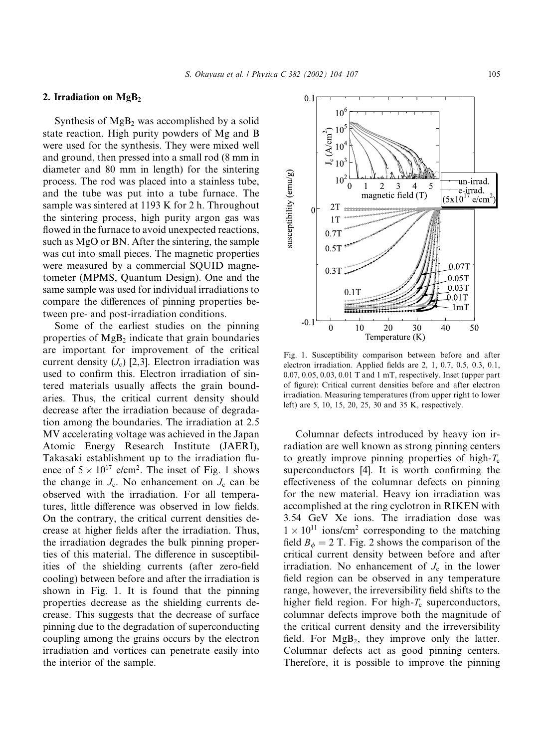## 2. Irradiation on $MgB_2$

Synthesis of $MgB_2$ was accomplished by a solid state reaction. High purity powders of Mg and B were used for the synthesis. They were mixed well and ground, then pressed into a small rod (8 mm in diameter and 80 mm in length) for the sintering process. The rod was placed into a stainless tube, and the tube was put into a tube furnace. The sample was sintered at 1193 K for 2 h. Throughout the sintering process, high purity argon gas was flowed in the furnace to avoid unexpected reactions, such as MgO or BN. After the sintering, the sample was cut into small pieces. The magnetic properties were measured by a commercial SQUID magnetometer (MPMS, Quantum Design). One and the same sample was used for individual irradiations to compare the differences of pinning properties between pre- and post-irradiation conditions.

Some of the earliest studies on the pinning properties of $MgB_2$ indicate that grain boundaries are important for improvement of the critical current density ($J_c$) [2,3]. Electron irradiation was used to confirm this. Electron irradiation of sintered materials usually affects the grain boundaries. Thus, the critical current density should decrease after the irradiation because of degradation among the boundaries. The irradiation at 2.5 MV accelerating voltage was achieved in the Japan Atomic Energy Research Institute (JAERI), Takasaki establishment up to the irradiation fluence of $5 \times 10^{17}$ e/cm$^2$. The inset of Fig. 1 shows the change in $J_c$. No enhancement on $J_c$ can be observed with the irradiation. For all temperatures, little difference was observed in low fields. On the contrary, the critical current densities decrease at higher fields after the irradiation. Thus, the irradiation degrades the bulk pinning properties of this material. The difference in susceptibilities of the shielding currents (after zero-field cooling) between before and after the irradiation is shown in Fig. 1. It is found that the pinning properties decrease as the shielding currents decrease. This suggests that the decrease of surface pinning due to the degradation of superconducting coupling among the grains occurs by the electron irradiation and vortices can penetrate easily into the interior of the sample.

Fig. 1. Susceptibility comparison between before and after electron irradiation. Applied fields are 2, 1, 0.7, 0.5, 0.3, 0.1, 0.07, 0.05, 0.03, 0.01 T and 1 mT, respectively. Inset (upper part of figure): Critical current densities before and after electron irradiation. Measuring temperatures (from upper right to lower left) are 5, 10, 15, 20, 25, 30 and 35 K, respectively.

Columnar defects introduced by heavy ion irradiation are well known as strong pinning centers to greatly improve pinning properties of high-$T_c$ superconductors [4]. It is worth confirming the effectiveness of the columnar defects on pinning for the new material. Heavy ion irradiation was accomplished at the ring cyclotron in RIKEN with 3.54 GeV Xe ions. The irradiation dose was $1 \times 10^{11}$ ions/cm$^2$ corresponding to the matching field $B_\phi = 2$ T. Fig. 2 shows the comparison of the critical current density between before and after irradiation. No enhancement of $J_c$ in the lower field region can be observed in any temperature range, however, the irreversibility field shifts to the higher field region. For high-$T_c$ superconductors, columnar defects improve both the magnitude of the critical current density and the irreversibility field. For $MgB_2$, they improve only the latter. Columnar defects act as good pinning centers. Therefore, it is possible to improve the pinning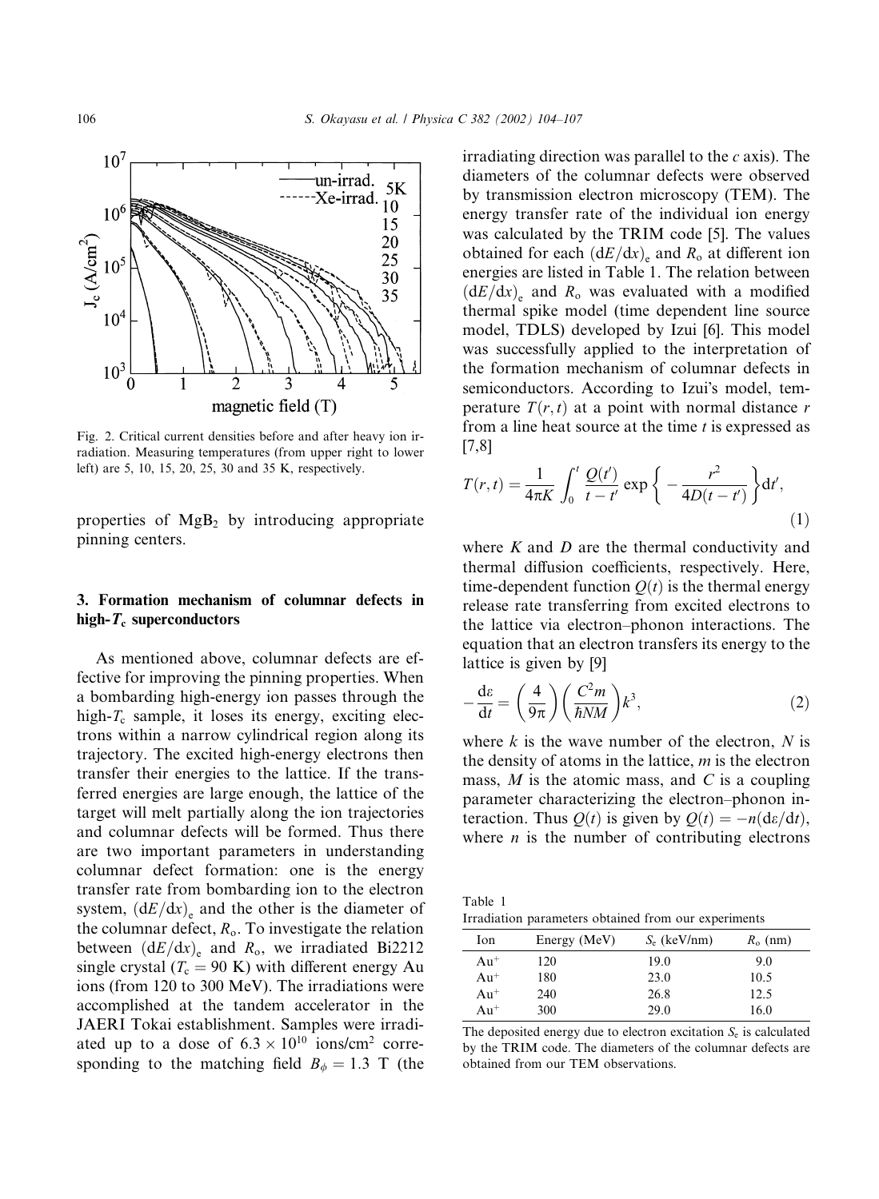Fig. 2. Critical current densities before and after heavy ion irradiation. Measuring temperatures (from upper right to lower left) are 5, 10, 15, 20, 25, 30 and 35 K, respectively.

properties of $MgB_2$ by introducing appropriate pinning centers.

## 3. Formation mechanism of columnar defects in high-$T_c$ superconductors

As mentioned above, columnar defects are effective for improving the pinning properties. When a bombarding high-energy ion passes through the high-$T_c$ sample, it loses its energy, exciting electrons within a narrow cylindrical region along its trajectory. The excited high-energy electrons then transfer their energies to the lattice. If the transferred energies are large enough, the lattice of the target will melt partially along the ion trajectories and columnar defects will be formed. Thus there are two important parameters in understanding columnar defect formation: one is the energy transfer rate from bombarding ion to the electron system, $(dE/dx)_e$ and the other is the diameter of the columnar defect, $R_o$. To investigate the relation between $(dE/dx)_e$ and $R_o$, we irradiated Bi2212 single crystal ($T_c = 90$ K) with different energy Au ions (from 120 to 300 MeV). The irradiations were accomplished at the tandem accelerator in the JAERI Tokai establishment. Samples were irradiated up to a dose of $6.3 \times 10^{10}$ ions/cm$^2$ corresponding to the matching field $B_\phi = 1.3$ T (the irradiating direction was parallel to the $c$ axis). The diameters of the columnar defects were observed by transmission electron microscopy (TEM). The energy transfer rate of the individual ion energy was calculated by the TRIM code [5]. The values obtained for each $(dE/dx)_e$ and $R_o$ at different ion energies are listed in Table 1. The relation between $(dE/dx)_e$ and $R_o$ was evaluated with a modified thermal spike model (time dependent line source model, TDLS) developed by Izui [6]. This model was successfully applied to the interpretation of the formation mechanism of columnar defects in semiconductors. According to Izui's model, temperature $T(r,t)$ at a point with normal distance $r$ from a line heat source at the time $t$ is expressed as [7,8]

$$T(r,t) = \frac{1}{4\pi K} \int_0^t \frac{Q(t')}{t-t'} \exp\left\{ -\frac{r^2}{4D(t-t')} \right\} dt', \tag{1}$$

where $K$ and $D$ are the thermal conductivity and thermal diffusion coefficients, respectively. Here, time-dependent function $Q(t)$ is the thermal energy release rate transferring from excited electrons to the lattice via electron–phonon interactions. The equation that an electron transfers its energy to the lattice is given by [9]

$$-\frac{d\varepsilon}{dt} = \left(\frac{4}{9\pi}\right)\left(\frac{C^2 m}{\hbar NM}\right) k^3, \tag{2}$$

where $k$ is the wave number of the electron, $N$ is the density of atoms in the lattice, $m$ is the electron mass, $M$ is the atomic mass, and $C$ is a coupling parameter characterizing the electron–phonon interaction. Thus $Q(t)$ is given by $Q(t) = -n(d\varepsilon/dt)$, where $n$ is the number of contributing electrons

Table 1
Irradiation parameters obtained from our experiments

| Ion | Energy (MeV) | $S_e$ (keV/nm) | $R_o$ (nm) |
|---|---|---|---|
| $Au^+$ | 120 | 19.0 | 9.0 |
| $Au^+$ | 180 | 23.0 | 10.5 |
| $Au^+$ | 240 | 26.8 | 12.5 |
| $Au^+$ | 300 | 29.0 | 16.0 |

The deposited energy due to electron excitation $S_e$ is calculated by the TRIM code. The diameters of the columnar defects are obtained from our TEM observations.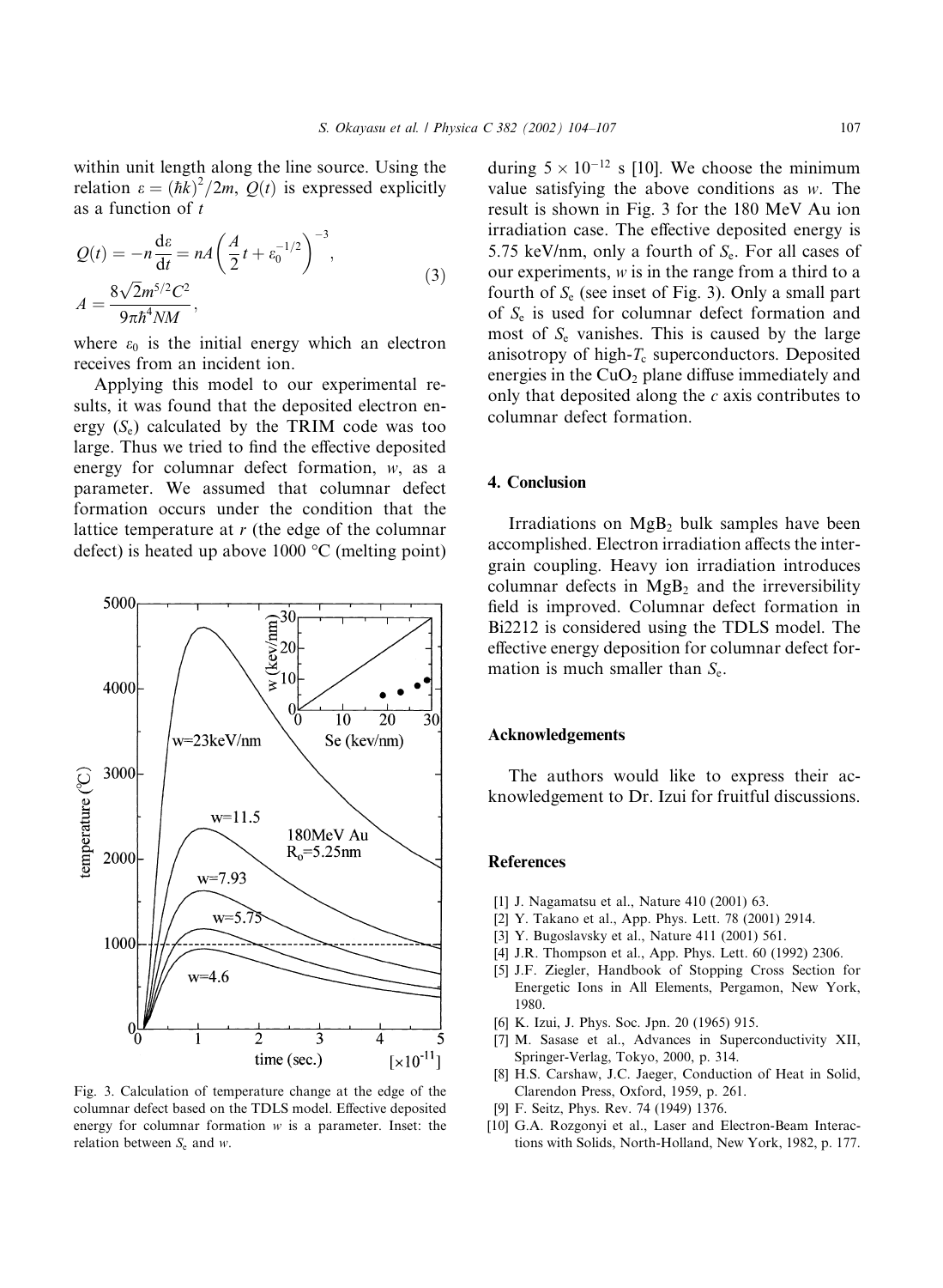within unit length along the line source. Using the relation $\varepsilon = (\hbar k)^2/2m$, $Q(t)$ is expressed explicitly as a function of $t$

$$Q(t) = -n\frac{d\varepsilon}{dt} = nA\left(\frac{A}{2}t + \varepsilon_0^{-1/2}\right)^{-3},$$
$$A = \frac{8\sqrt{2}m^{5/2}C^2}{9\pi\hbar^4 NM}, \tag{3}$$

where $\varepsilon_0$ is the initial energy which an electron receives from an incident ion.

Applying this model to our experimental results, it was found that the deposited electron energy ($S_e$) calculated by the TRIM code was too large. Thus we tried to find the effective deposited energy for columnar defect formation, $w$, as a parameter. We assumed that columnar defect formation occurs under the condition that the lattice temperature at $r$ (the edge of the columnar defect) is heated up above 1000 °C (melting point) during $5 \times 10^{-12}$ s [10]. We choose the minimum value satisfying the above conditions as $w$. The result is shown in Fig. 3 for the 180 MeV Au ion irradiation case. The effective deposited energy is 5.75 keV/nm, only a fourth of $S_e$. For all cases of our experiments, $w$ is in the range from a third to a fourth of $S_e$ (see inset of Fig. 3). Only a small part of $S_e$ is used for columnar defect formation and most of $S_e$ vanishes. This is caused by the large anisotropy of high-$T_c$ superconductors. Deposited energies in the $CuO_2$ plane diffuse immediately and only that deposited along the $c$ axis contributes to columnar defect formation.

temperature (°C)
5000
4000
3000
2000
1000
0
0 1 2 3 4 5
time (sec.) [×10$^{-11}$]
w=23keV/nm
w=11.5
w=7.93
w=5.75
w=4.6
180MeV Au
R$_o$=5.25nm
w (kev/nm)
30 20 10 0
0 10 20 30
Se (kev/nm)

Fig. 3. Calculation of temperature change at the edge of the columnar defect based on the TDLS model. Effective deposited energy for columnar formation $w$ is a parameter. Inset: the relation between $S_e$ and $w$.

## 4. Conclusion

Irradiations on $MgB_2$ bulk samples have been accomplished. Electron irradiation affects the intergrain coupling. Heavy ion irradiation introduces columnar defects in $MgB_2$ and the irreversibility field is improved. Columnar defect formation in Bi2212 is considered using the TDLS model. The effective energy deposition for columnar defect formation is much smaller than $S_e$.

## Acknowledgements

The authors would like to express their acknowledgement to Dr. Izui for fruitful discussions.

## References

[1] J. Nagamatsu et al., Nature 410 (2001) 63.
[2] Y. Takano et al., App. Phys. Lett. 78 (2001) 2914.
[3] Y. Bugoslavsky et al., Nature 411 (2001) 561.
[4] J.R. Thompson et al., App. Phys. Lett. 60 (1992) 2306.
[5] J.F. Ziegler, Handbook of Stopping Cross Section for Energetic Ions in All Elements, Pergamon, New York, 1980.
[6] K. Izui, J. Phys. Soc. Jpn. 20 (1965) 915.
[7] M. Sasase et al., Advances in Superconductivity XII, Springer-Verlag, Tokyo, 2000, p. 314.
[8] H.S. Carshaw, J.C. Jaeger, Conduction of Heat in Solid, Clarendon Press, Oxford, 1959, p. 261.
[9] F. Seitz, Phys. Rev. 74 (1949) 1376.
[10] G.A. Rozgonyi et al., Laser and Electron-Beam Interactions with Solids, North-Holland, New York, 1982, p. 177.